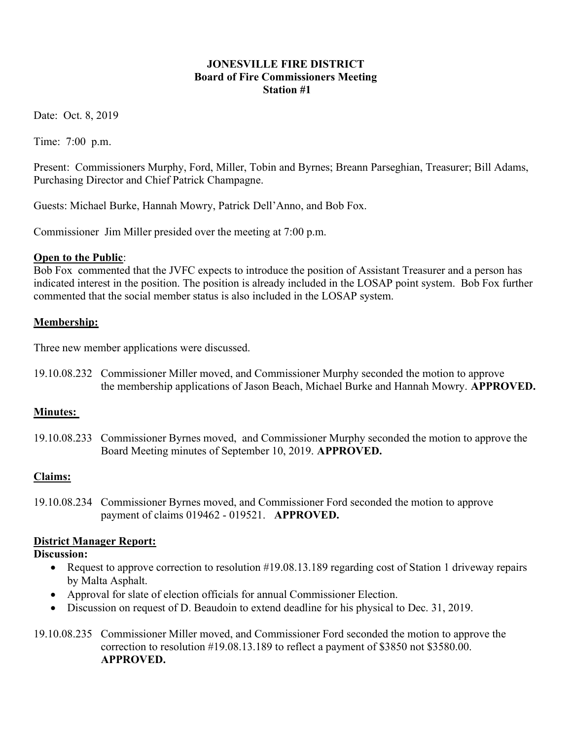**JONESVILLE FIRE DISTRICT**
**Board of Fire Commissioners Meeting**
**Station #1**

Date: Oct. 8, 2019

Time: 7:00 p.m.

Present: Commissioners Murphy, Ford, Miller, Tobin and Byrnes; Breann Parseghian, Treasurer; Bill Adams, Purchasing Director and Chief Patrick Champagne.

Guests: Michael Burke, Hannah Mowry, Patrick Dell'Anno, and Bob Fox.

Commissioner Jim Miller presided over the meeting at 7:00 p.m.

**Open to the Public**:
Bob Fox commented that the JVFC expects to introduce the position of Assistant Treasurer and a person has indicated interest in the position. The position is already included in the LOSAP point system. Bob Fox further commented that the social member status is also included in the LOSAP system.

**Membership:**

Three new member applications were discussed.

19.10.08.232 Commissioner Miller moved, and Commissioner Murphy seconded the motion to approve the membership applications of Jason Beach, Michael Burke and Hannah Mowry. **APPROVED.**

**Minutes:**

19.10.08.233 Commissioner Byrnes moved, and Commissioner Murphy seconded the motion to approve the Board Meeting minutes of September 10, 2019. **APPROVED.**

**Claims:**

19.10.08.234 Commissioner Byrnes moved, and Commissioner Ford seconded the motion to approve payment of claims 019462 - 019521. **APPROVED.**

**District Manager Report:**
**Discussion:**

- Request to approve correction to resolution #19.08.13.189 regarding cost of Station 1 driveway repairs by Malta Asphalt.
- Approval for slate of election officials for annual Commissioner Election.
- Discussion on request of D. Beaudoin to extend deadline for his physical to Dec. 31, 2019.

19.10.08.235 Commissioner Miller moved, and Commissioner Ford seconded the motion to approve the correction to resolution #19.08.13.189 to reflect a payment of $3850 not $3580.00. **APPROVED.**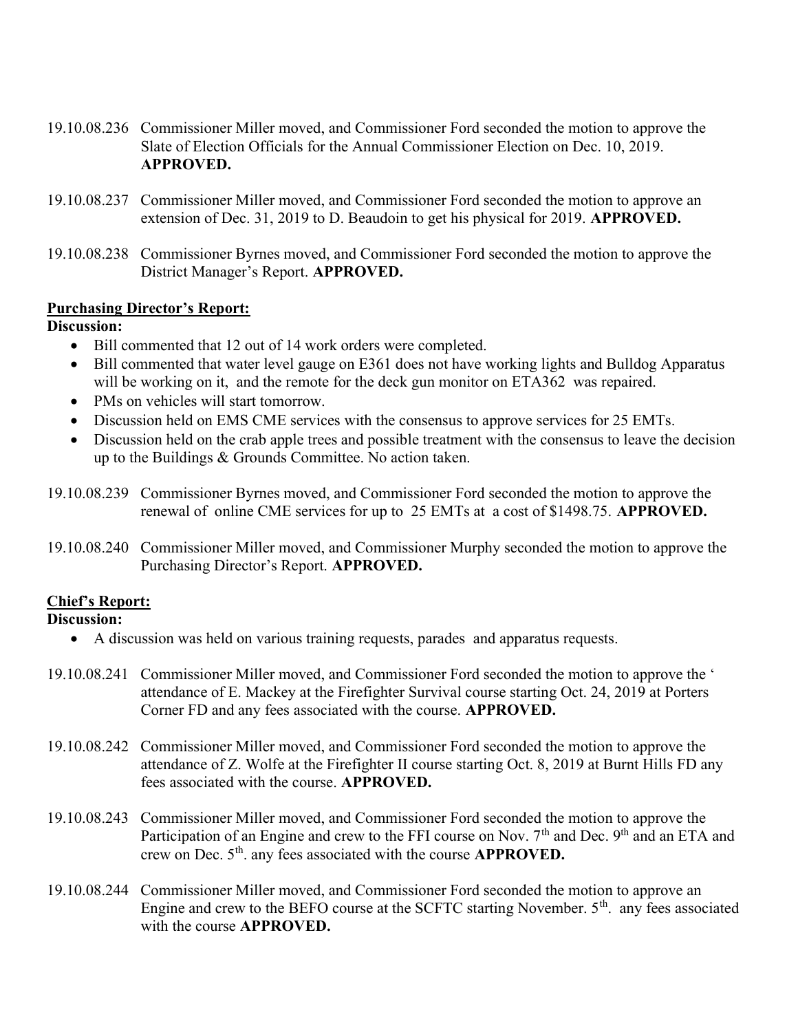19.10.08.236 Commissioner Miller moved, and Commissioner Ford seconded the motion to approve the Slate of Election Officials for the Annual Commissioner Election on Dec. 10, 2019. **APPROVED.**

19.10.08.237 Commissioner Miller moved, and Commissioner Ford seconded the motion to approve an extension of Dec. 31, 2019 to D. Beaudoin to get his physical for 2019. **APPROVED.**

19.10.08.238 Commissioner Byrnes moved, and Commissioner Ford seconded the motion to approve the District Manager's Report. **APPROVED.**

**Purchasing Director's Report:**

**Discussion:**

- Bill commented that 12 out of 14 work orders were completed.
- Bill commented that water level gauge on E361 does not have working lights and Bulldog Apparatus will be working on it, and the remote for the deck gun monitor on ETA362 was repaired.
- PMs on vehicles will start tomorrow.
- Discussion held on EMS CME services with the consensus to approve services for 25 EMTs.
- Discussion held on the crab apple trees and possible treatment with the consensus to leave the decision up to the Buildings & Grounds Committee. No action taken.

19.10.08.239 Commissioner Byrnes moved, and Commissioner Ford seconded the motion to approve the renewal of online CME services for up to 25 EMTs at a cost of $1498.75. **APPROVED.**

19.10.08.240 Commissioner Miller moved, and Commissioner Murphy seconded the motion to approve the Purchasing Director's Report. **APPROVED.**

**Chief's Report:**

**Discussion:**

- A discussion was held on various training requests, parades and apparatus requests.

19.10.08.241 Commissioner Miller moved, and Commissioner Ford seconded the motion to approve the ' attendance of E. Mackey at the Firefighter Survival course starting Oct. 24, 2019 at Porters Corner FD and any fees associated with the course. **APPROVED.**

19.10.08.242 Commissioner Miller moved, and Commissioner Ford seconded the motion to approve the attendance of Z. Wolfe at the Firefighter II course starting Oct. 8, 2019 at Burnt Hills FD any fees associated with the course. **APPROVED.**

19.10.08.243 Commissioner Miller moved, and Commissioner Ford seconded the motion to approve the Participation of an Engine and crew to the FFI course on Nov. 7th and Dec. 9th and an ETA and crew on Dec. 5th. any fees associated with the course **APPROVED.**

19.10.08.244 Commissioner Miller moved, and Commissioner Ford seconded the motion to approve an Engine and crew to the BEFO course at the SCFTC starting November. 5th. any fees associated with the course **APPROVED.**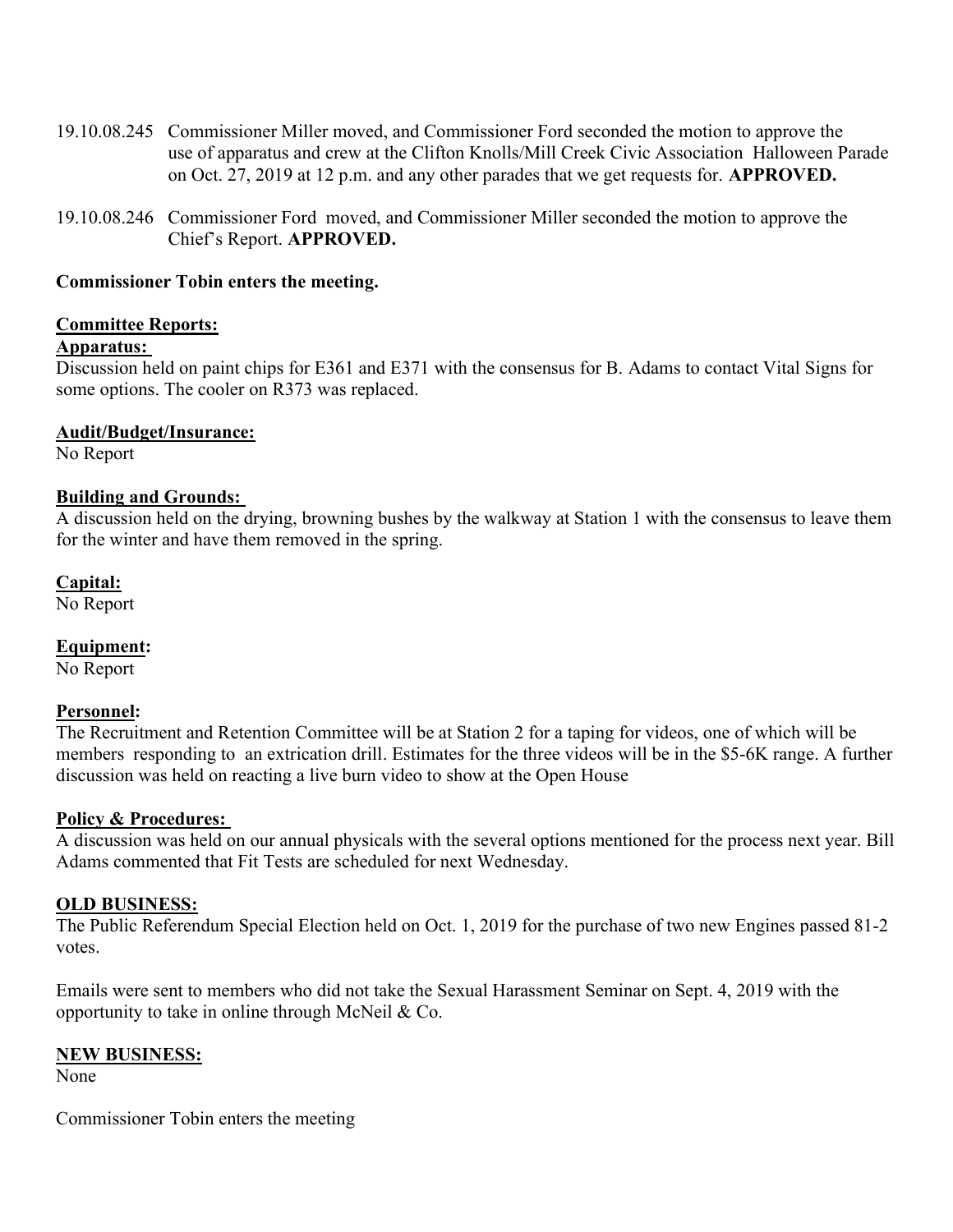19.10.08.245 Commissioner Miller moved, and Commissioner Ford seconded the motion to approve the use of apparatus and crew at the Clifton Knolls/Mill Creek Civic Association Halloween Parade on Oct. 27, 2019 at 12 p.m. and any other parades that we get requests for. **APPROVED.**

19.10.08.246 Commissioner Ford moved, and Commissioner Miller seconded the motion to approve the Chief's Report. **APPROVED.**

**Commissioner Tobin enters the meeting.**

**Committee Reports:**

**Apparatus:**

Discussion held on paint chips for E361 and E371 with the consensus for B. Adams to contact Vital Signs for some options. The cooler on R373 was replaced.

**Audit/Budget/Insurance:**

No Report

**Building and Grounds:**

A discussion held on the drying, browning bushes by the walkway at Station 1 with the consensus to leave them for the winter and have them removed in the spring.

**Capital:**

No Report

**Equipment:**

No Report

**Personnel:**

The Recruitment and Retention Committee will be at Station 2 for a taping for videos, one of which will be members responding to an extrication drill. Estimates for the three videos will be in the $5-6K range. A further discussion was held on reacting a live burn video to show at the Open House

**Policy & Procedures:**

A discussion was held on our annual physicals with the several options mentioned for the process next year. Bill Adams commented that Fit Tests are scheduled for next Wednesday.

**OLD BUSINESS:**

The Public Referendum Special Election held on Oct. 1, 2019 for the purchase of two new Engines passed 81-2 votes.

Emails were sent to members who did not take the Sexual Harassment Seminar on Sept. 4, 2019 with the opportunity to take in online through McNeil & Co.

**NEW BUSINESS:**

None

Commissioner Tobin enters the meeting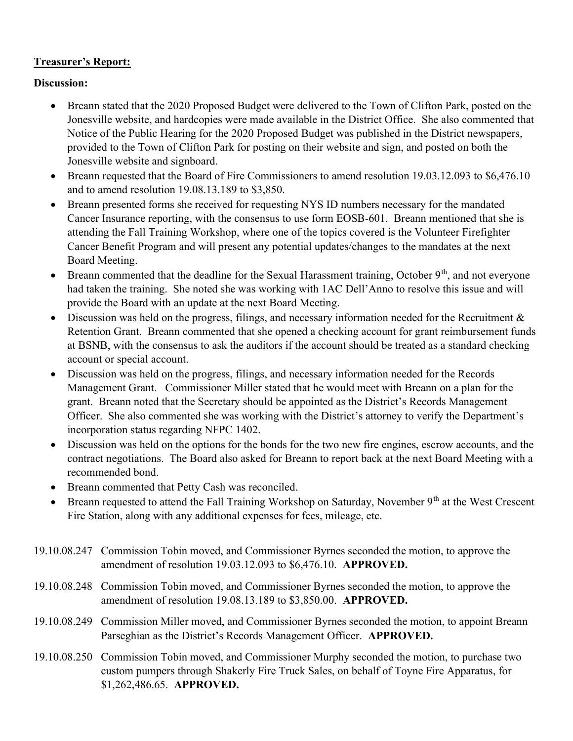**Treasurer's Report:**

**Discussion:**

- Breann stated that the 2020 Proposed Budget were delivered to the Town of Clifton Park, posted on the Jonesville website, and hardcopies were made available in the District Office. She also commented that Notice of the Public Hearing for the 2020 Proposed Budget was published in the District newspapers, provided to the Town of Clifton Park for posting on their website and sign, and posted on both the Jonesville website and signboard.
- Breann requested that the Board of Fire Commissioners to amend resolution 19.03.12.093 to $6,476.10 and to amend resolution 19.08.13.189 to $3,850.
- Breann presented forms she received for requesting NYS ID numbers necessary for the mandated Cancer Insurance reporting, with the consensus to use form EOSB-601. Breann mentioned that she is attending the Fall Training Workshop, where one of the topics covered is the Volunteer Firefighter Cancer Benefit Program and will present any potential updates/changes to the mandates at the next Board Meeting.
- Breann commented that the deadline for the Sexual Harassment training, October 9th, and not everyone had taken the training. She noted she was working with 1AC Dell'Anno to resolve this issue and will provide the Board with an update at the next Board Meeting.
- Discussion was held on the progress, filings, and necessary information needed for the Recruitment & Retention Grant. Breann commented that she opened a checking account for grant reimbursement funds at BSNB, with the consensus to ask the auditors if the account should be treated as a standard checking account or special account.
- Discussion was held on the progress, filings, and necessary information needed for the Records Management Grant. Commissioner Miller stated that he would meet with Breann on a plan for the grant. Breann noted that the Secretary should be appointed as the District's Records Management Officer. She also commented she was working with the District's attorney to verify the Department's incorporation status regarding NFPC 1402.
- Discussion was held on the options for the bonds for the two new fire engines, escrow accounts, and the contract negotiations. The Board also asked for Breann to report back at the next Board Meeting with a recommended bond.
- Breann commented that Petty Cash was reconciled.
- Breann requested to attend the Fall Training Workshop on Saturday, November 9th at the West Crescent Fire Station, along with any additional expenses for fees, mileage, etc.

19.10.08.247 Commission Tobin moved, and Commissioner Byrnes seconded the motion, to approve the amendment of resolution 19.03.12.093 to $6,476.10. **APPROVED.**

19.10.08.248 Commission Tobin moved, and Commissioner Byrnes seconded the motion, to approve the amendment of resolution 19.08.13.189 to $3,850.00. **APPROVED.**

19.10.08.249 Commission Miller moved, and Commissioner Byrnes seconded the motion, to appoint Breann Parseghian as the District's Records Management Officer. **APPROVED.**

19.10.08.250 Commission Tobin moved, and Commissioner Murphy seconded the motion, to purchase two custom pumpers through Shakerly Fire Truck Sales, on behalf of Toyne Fire Apparatus, for $1,262,486.65. **APPROVED.**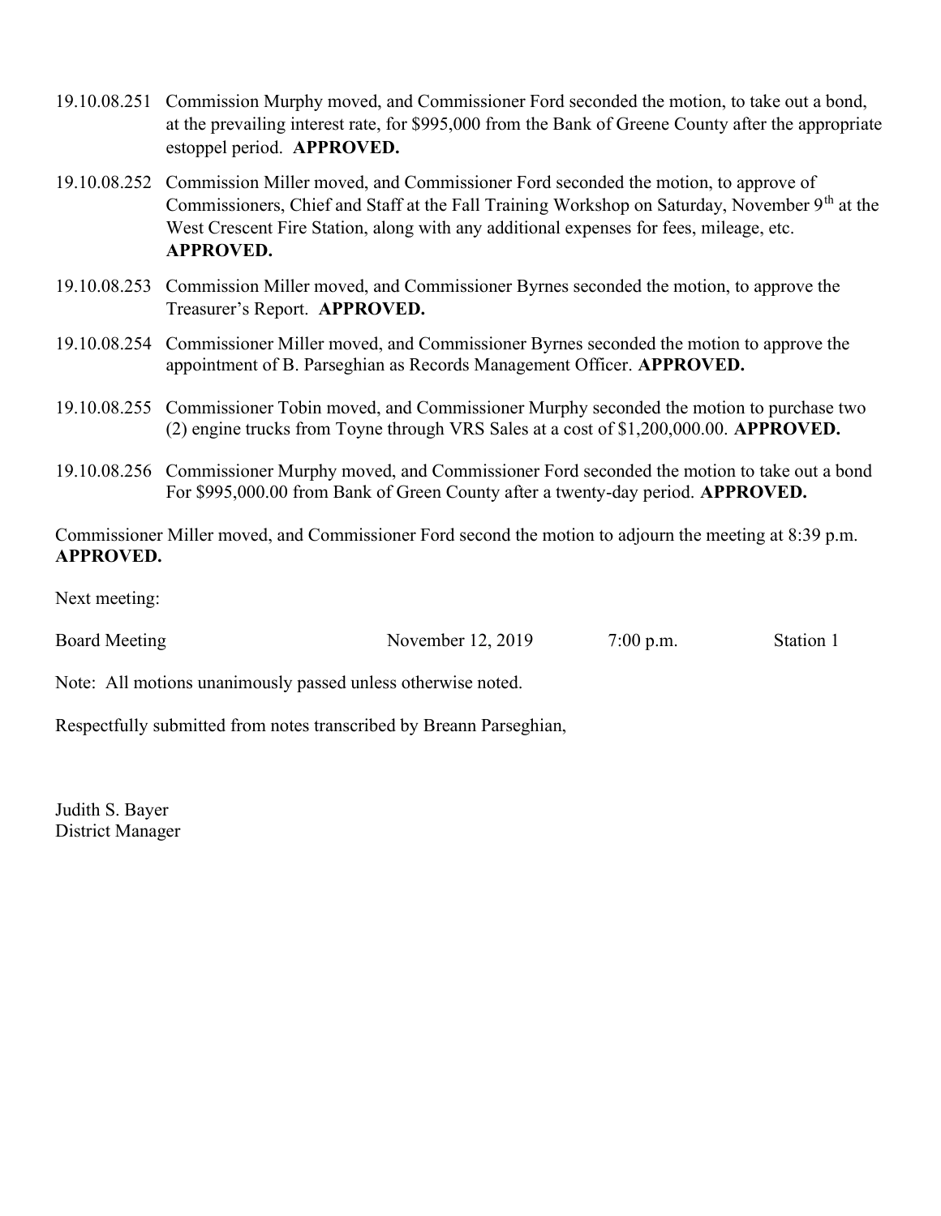19.10.08.251 Commission Murphy moved, and Commissioner Ford seconded the motion, to take out a bond, at the prevailing interest rate, for $995,000 from the Bank of Greene County after the appropriate estoppel period. **APPROVED.**

19.10.08.252 Commission Miller moved, and Commissioner Ford seconded the motion, to approve of Commissioners, Chief and Staff at the Fall Training Workshop on Saturday, November 9th at the West Crescent Fire Station, along with any additional expenses for fees, mileage, etc. **APPROVED.**

19.10.08.253 Commission Miller moved, and Commissioner Byrnes seconded the motion, to approve the Treasurer's Report. **APPROVED.**

19.10.08.254 Commissioner Miller moved, and Commissioner Byrnes seconded the motion to approve the appointment of B. Parseghian as Records Management Officer. **APPROVED.**

19.10.08.255 Commissioner Tobin moved, and Commissioner Murphy seconded the motion to purchase two (2) engine trucks from Toyne through VRS Sales at a cost of $1,200,000.00. **APPROVED.**

19.10.08.256 Commissioner Murphy moved, and Commissioner Ford seconded the motion to take out a bond For $995,000.00 from Bank of Green County after a twenty-day period. **APPROVED.**

Commissioner Miller moved, and Commissioner Ford second the motion to adjourn the meeting at 8:39 p.m. **APPROVED.**

Next meeting:

| Board Meeting | November 12, 2019 | 7:00 p.m. | Station 1 |
|---|---|---|---|

Note: All motions unanimously passed unless otherwise noted.

Respectfully submitted from notes transcribed by Breann Parseghian,

Judith S. Bayer
District Manager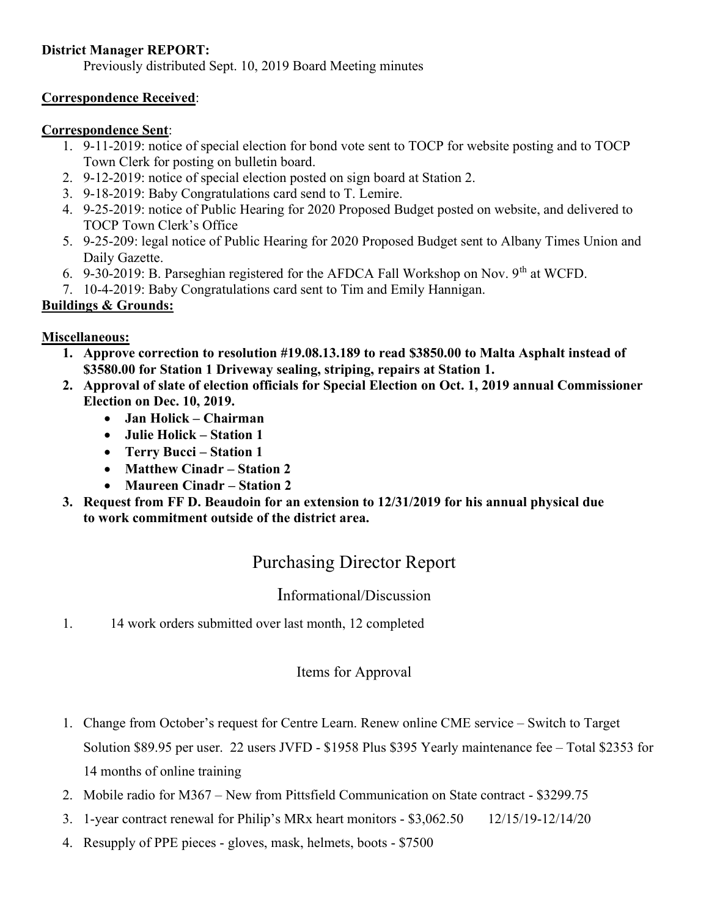**District Manager REPORT:**

Previously distributed Sept. 10, 2019 Board Meeting minutes

**Correspondence Received**:

**Correspondence Sent**:

1. 9-11-2019: notice of special election for bond vote sent to TOCP for website posting and to TOCP Town Clerk for posting on bulletin board.
2. 9-12-2019: notice of special election posted on sign board at Station 2.
3. 9-18-2019: Baby Congratulations card send to T. Lemire.
4. 9-25-2019: notice of Public Hearing for 2020 Proposed Budget posted on website, and delivered to TOCP Town Clerk's Office
5. 9-25-209: legal notice of Public Hearing for 2020 Proposed Budget sent to Albany Times Union and Daily Gazette.
6. 9-30-2019: B. Parseghian registered for the AFDCA Fall Workshop on Nov. 9th at WCFD.
7. 10-4-2019: Baby Congratulations card sent to Tim and Emily Hannigan.

**Buildings & Grounds:**

**Miscellaneous:**

1. **Approve correction to resolution #19.08.13.189 to read $3850.00 to Malta Asphalt instead of $3580.00 for Station 1 Driveway sealing, striping, repairs at Station 1.**
2. **Approval of slate of election officials for Special Election on Oct. 1, 2019 annual Commissioner Election on Dec. 10, 2019.**
   - **Jan Holick – Chairman**
   - **Julie Holick – Station 1**
   - **Terry Bucci – Station 1**
   - **Matthew Cinadr – Station 2**
   - **Maureen Cinadr – Station 2**
3. **Request from FF D. Beaudoin for an extension to 12/31/2019 for his annual physical due to work commitment outside of the district area.**

# Purchasing Director Report

## Informational/Discussion

1. 14 work orders submitted over last month, 12 completed

## Items for Approval

1. Change from October's request for Centre Learn. Renew online CME service – Switch to Target Solution $89.95 per user. 22 users JVFD - $1958 Plus $395 Yearly maintenance fee – Total $2353 for 14 months of online training
2. Mobile radio for M367 – New from Pittsfield Communication on State contract - $3299.75
3. 1-year contract renewal for Philip's MRx heart monitors - $3,062.50 12/15/19-12/14/20
4. Resupply of PPE pieces - gloves, mask, helmets, boots - $7500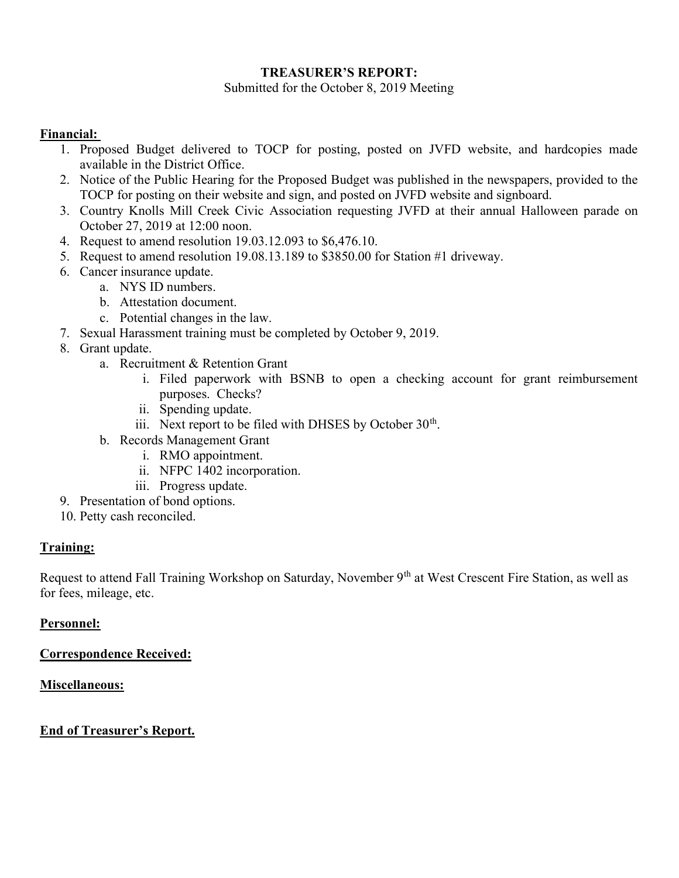**TREASURER'S REPORT:**

Submitted for the October 8, 2019 Meeting

**Financial:**

1. Proposed Budget delivered to TOCP for posting, posted on JVFD website, and hardcopies made available in the District Office.
2. Notice of the Public Hearing for the Proposed Budget was published in the newspapers, provided to the TOCP for posting on their website and sign, and posted on JVFD website and signboard.
3. Country Knolls Mill Creek Civic Association requesting JVFD at their annual Halloween parade on October 27, 2019 at 12:00 noon.
4. Request to amend resolution 19.03.12.093 to $6,476.10.
5. Request to amend resolution 19.08.13.189 to $3850.00 for Station #1 driveway.
6. Cancer insurance update.
   a. NYS ID numbers.
   b. Attestation document.
   c. Potential changes in the law.
7. Sexual Harassment training must be completed by October 9, 2019.
8. Grant update.
   a. Recruitment & Retention Grant
      i. Filed paperwork with BSNB to open a checking account for grant reimbursement purposes. Checks?
      ii. Spending update.
      iii. Next report to be filed with DHSES by October 30th.
   b. Records Management Grant
      i. RMO appointment.
      ii. NFPC 1402 incorporation.
      iii. Progress update.
9. Presentation of bond options.
10. Petty cash reconciled.

**Training:**

Request to attend Fall Training Workshop on Saturday, November 9th at West Crescent Fire Station, as well as for fees, mileage, etc.

**Personnel:**

**Correspondence Received:**

**Miscellaneous:**

**End of Treasurer's Report.**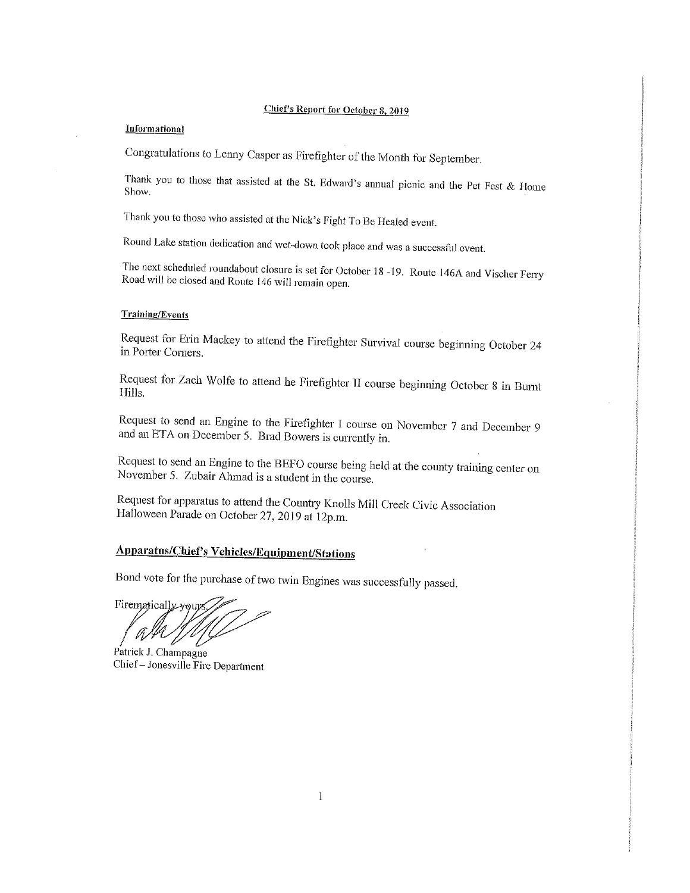## Chief's Report for October 8, 2019

### Informational

Congratulations to Lenny Casper as Firefighter of the Month for September.

Thank you to those that assisted at the St. Edward's annual picnic and the Pet Fest & Home Show.

Thank you to those who assisted at the Nick's Fight To Be Healed event.

Round Lake station dedication and wet-down took place and was a successful event.

The next scheduled roundabout closure is set for October 18 -19. Route 146A and Vischer Ferry Road will be closed and Route 146 will remain open.

### Training/Events

Request for Erin Mackey to attend the Firefighter Survival course beginning October 24 in Porter Corners.

Request for Zach Wolfe to attend he Firefighter II course beginning October 8 in Burnt Hills.

Request to send an Engine to the Firefighter I course on November 7 and December 9 and an ETA on December 5. Brad Bowers is currently in.

Request to send an Engine to the BEFO course being held at the county training center on November 5. Zubair Ahmad is a student in the course.

Request for apparatus to attend the Country Knolls Mill Creek Civic Association Halloween Parade on October 27, 2019 at 12p.m.

### Apparatus/Chief's Vehicles/Equipment/Stations

Bond vote for the purchase of two twin Engines was successfully passed.

Firematically yours,

Patrick J. Champagne
Chief – Jonesville Fire Department